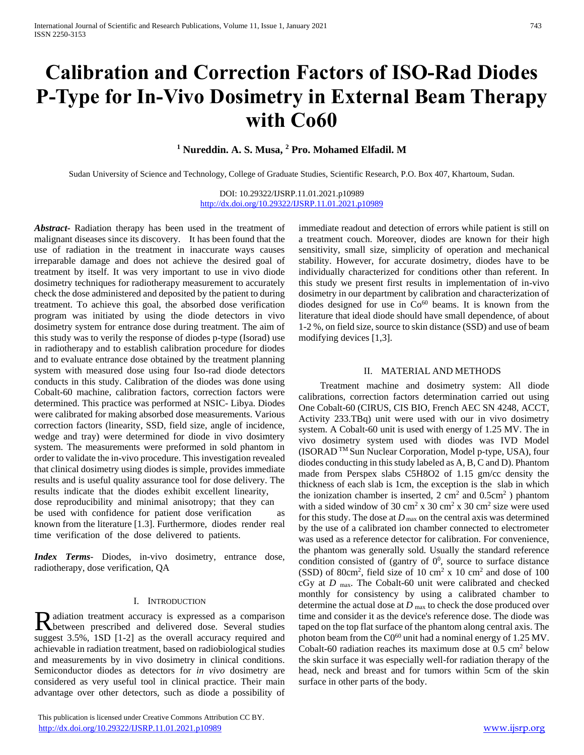# Calibration and Correction Factors of ISO-Rad Diodes P-Type for In-Vivo Dosimetry in External Beam Therapy with Co60

**[1] Nureddin. A. S. Musa, [2] Pro. Mohamed Elfadil. M**

Sudan University of Science and Technology, College of Graduate Studies, Scientific Research, P.O. Box 407, Khartoum, Sudan.

DOI: 10.29322/IJSRP.11.01.2021.p10989
http://dx.doi.org/10.29322/IJSRP.11.01.2021.p10989

***Abstract*-** Radiation therapy has been used in the treatment of malignant diseases since its discovery. It has been found that the use of radiation in the treatment in inaccurate ways causes irreparable damage and does not achieve the desired goal of treatment by itself. It was very important to use in vivo diode dosimetry techniques for radiotherapy measurement to accurately check the dose administered and deposited by the patient to during treatment. To achieve this goal, the absorbed dose verification program was initiated by using the diode detectors in vivo dosimetry system for entrance dose during treatment. The aim of this study was to verily the response of diodes p-type (Isorad) use in radiotherapy and to establish calibration procedure for diodes and to evaluate entrance dose obtained by the treatment planning system with measured dose using four Iso-rad diode detectors conducts in this study. Calibration of the diodes was done using Cobalt-60 machine, calibration factors, correction factors were determined. This practice was performed at NSIC- Libya. Diodes were calibrated for making absorbed dose measurements. Various correction factors (linearity, SSD, field size, angle of incidence, wedge and tray) were determined for diode in vivo dosimtery system. The measurements were preformed in sold phantom in order to validate the in-vivo procedure. This investigation revealed that clinical dosimetry using diodes is simple, provides immediate results and is useful quality assurance tool for dose delivery. The results indicate that the diodes exhibit excellent linearity, dose reproducibility and minimal anisotropy; that they can be used with confidence for patient dose verification as known from the literature [1.3]. Furthermore, diodes render real time verification of the dose delivered to patients.

***Index Terms*-** Diodes, in-vivo dosimetry, entrance dose, radiotherapy, dose verification, QA

## I. Introduction

Radiation treatment accuracy is expressed as a comparison between prescribed and delivered dose. Several studies suggest 3.5%, 1SD [1-2] as the overall accuracy required and achievable in radiation treatment, based on radiobiological studies and measurements by in vivo dosimetry in clinical conditions. Semiconductor diodes as detectors for *in vivo* dosimetry are considered as very useful tool in clinical practice. Their main advantage over other detectors, such as diode a possibility of immediate readout and detection of errors while patient is still on a treatment couch. Moreover, diodes are known for their high sensitivity, small size, simplicity of operation and mechanical stability. However, for accurate dosimetry, diodes have to be individually characterized for conditions other than referent. In this study we present first results in implementation of in-vivo dosimetry in our department by calibration and characterization of diodes designed for use in $Co^{60}$ beams. It is known from the literature that ideal diode should have small dependence, of about 1-2 %, on field size, source to skin distance (SSD) and use of beam modifying devices [1,3].

## II. Material and Methods

Treatment machine and dosimetry system: All diode calibrations, correction factors determination carried out using One Cobalt-60 (CIRUS, CIS BIO, French AEC SN 4248, ACCT, Activity 233.TBq) unit were used with our in vivo dosimetry system. A Cobalt-60 unit is used with energy of 1.25 MV. The in vivo dosimetry system used with diodes was IVD Model (ISORAD ™ Sun Nuclear Corporation, Model p-type, USA), four diodes conducting in this study labeled as A, B, C and D). Phantom made from Perspex slabs C5H8O2 of 1.15 gm/cc density the thickness of each slab is 1cm, the exception is the slab in which the ionization chamber is inserted, 2 $cm^2$ and 0.5$cm^2$ ) phantom with a sided window of 30 $cm^2$ x 30 $cm^2$ x 30 $cm^2$ size were used for this study. The dose at $D_{max}$ on the central axis was determined by the use of a calibrated ion chamber connected to electrometer was used as a reference detector for calibration. For convenience, the phantom was generally sold. Usually the standard reference condition consisted of (gantry of $0^0$, source to surface distance (SSD) of 80$cm^2$, field size of 10 $cm^2$ x 10 $cm^2$ and dose of 100 cGy at $D_{max}$. The Cobalt-60 unit were calibrated and checked monthly for consistency by using a calibrated chamber to determine the actual dose at $D_{max}$ to check the dose produced over time and consider it as the device's reference dose. The diode was taped on the top flat surface of the phantom along central axis. The photon beam from the $C0^{60}$ unit had a nominal energy of 1.25 MV. Cobalt-60 radiation reaches its maximum dose at 0.5 $cm^2$ below the skin surface it was especially well-for radiation therapy of the head, neck and breast and for tumors within 5cm of the skin surface in other parts of the body.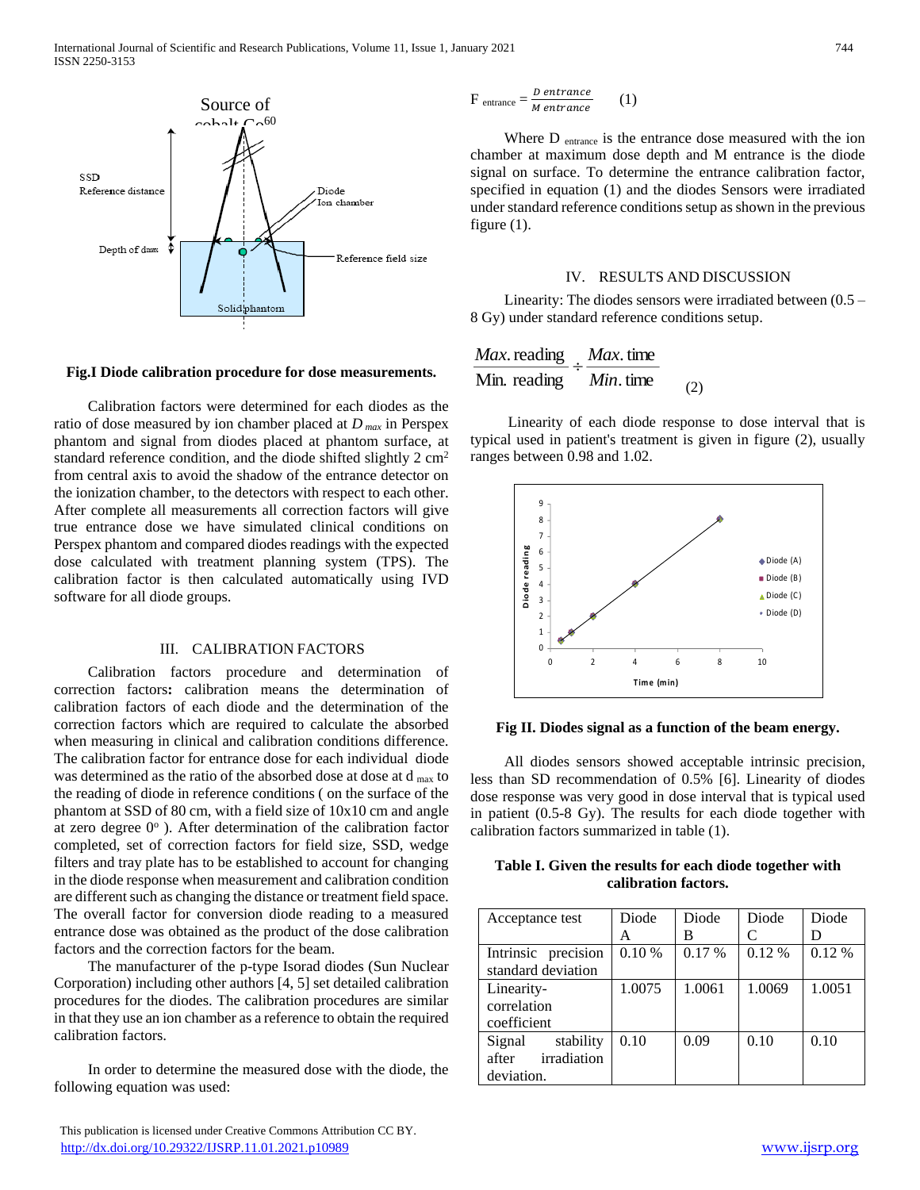**Fig.I Diode calibration procedure for dose measurements.**

Calibration factors were determined for each diodes as the ratio of dose measured by ion chamber placed at $D_{max}$ in Perspex phantom and signal from diodes placed at phantom surface, at standard reference condition, and the diode shifted slightly 2 $cm^2$ from central axis to avoid the shadow of the entrance detector on the ionization chamber, to the detectors with respect to each other. After complete all measurements all correction factors will give true entrance dose we have simulated clinical conditions on Perspex phantom and compared diodes readings with the expected dose calculated with treatment planning system (TPS). The calibration factor is then calculated automatically using IVD software for all diode groups.

## III. CALIBRATION FACTORS

Calibration factors procedure and determination of correction factors**:** calibration means the determination of calibration factors of each diode and the determination of the correction factors which are required to calculate the absorbed when measuring in clinical and calibration conditions difference. The calibration factor for entrance dose for each individual diode was determined as the ratio of the absorbed dose at dose at $d_{max}$ to the reading of diode in reference conditions ( on the surface of the phantom at SSD of 80 cm, with a field size of 10x10 cm and angle at zero degree $0^o$ ). After determination of the calibration factor completed, set of correction factors for field size, SSD, wedge filters and tray plate has to be established to account for changing in the diode response when measurement and calibration condition are different such as changing the distance or treatment field space. The overall factor for conversion diode reading to a measured entrance dose was obtained as the product of the dose calibration factors and the correction factors for the beam.

The manufacturer of the p-type Isorad diodes (Sun Nuclear Corporation) including other authors [4, 5] set detailed calibration procedures for the diodes. The calibration procedures are similar in that they use an ion chamber as a reference to obtain the required calibration factors.

In order to determine the measured dose with the diode, the following equation was used:

$$F_{entrance} = \frac{D\ entrance}{M\ entrance} \qquad (1)$$

Where $D_{entrance}$ is the entrance dose measured with the ion chamber at maximum dose depth and M entrance is the diode signal on surface. To determine the entrance calibration factor, specified in equation (1) and the diodes Sensors were irradiated under standard reference conditions setup as shown in the previous figure (1).

## IV. RESULTS AND DISCUSSION

Linearity: The diodes sensors were irradiated between (0.5 – 8 Gy) under standard reference conditions setup.

$$\frac{Max.\text{reading}}{\text{Min. reading}} \div \frac{Max.\text{time}}{Min.\text{time}} \qquad (2)$$

Linearity of each diode response to dose interval that is typical used in patient's treatment is given in figure (2), usually ranges between 0.98 and 1.02.

**Fig II. Diodes signal as a function of the beam energy.**

All diodes sensors showed acceptable intrinsic precision, less than SD recommendation of 0.5% [6]. Linearity of diodes dose response was very good in dose interval that is typical used in patient (0.5-8 Gy). The results for each diode together with calibration factors summarized in table (1).

**Table I. Given the results for each diode together with calibration factors.**

| Acceptance test | Diode A | Diode B | Diode C | Diode D |
|---|---|---|---|---|
| Intrinsic precision standard deviation | 0.10 % | 0.17 % | 0.12 % | 0.12 % |
| Linearity-correlation coefficient | 1.0075 | 1.0061 | 1.0069 | 1.0051 |
| Signal stability after irradiation deviation. | 0.10 | 0.09 | 0.10 | 0.10 |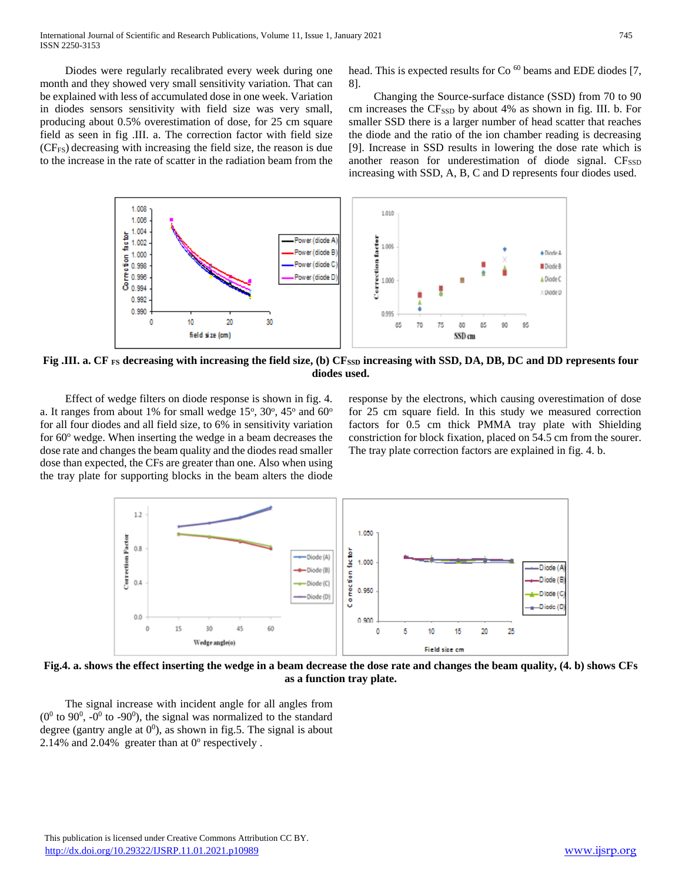Diodes were regularly recalibrated every week during one month and they showed very small sensitivity variation. That can be explained with less of accumulated dose in one week. Variation in diodes sensors sensitivity with field size was very small, producing about 0.5% overestimation of dose, for 25 cm square field as seen in fig .III. a. The correction factor with field size ($CF_{FS}$) decreasing with increasing the field size, the reason is due to the increase in the rate of scatter in the radiation beam from the head. This is expected results for Co [60] beams and EDE diodes [7, 8].

Changing the Source-surface distance (SSD) from 70 to 90 cm increases the $CF_{SSD}$ by about 4% as shown in fig. III. b. For smaller SSD there is a larger number of head scatter that reaches the diode and the ratio of the ion chamber reading is decreasing [9]. Increase in SSD results in lowering the dose rate which is another reason for underestimation of diode signal. $CF_{SSD}$ increasing with SSD, A, B, C and D represents four diodes used.

**Fig .III. a. CF $_{FS}$ decreasing with increasing the field size, (b) $CF_{SSD}$ increasing with SSD, DA, DB, DC and DD represents four diodes used.**

Effect of wedge filters on diode response is shown in fig. 4. a. It ranges from about 1% for small wedge 15°, 30°, 45° and 60° for all four diodes and all field size, to 6% in sensitivity variation for 60° wedge. When inserting the wedge in a beam decreases the dose rate and changes the beam quality and the diodes read smaller dose than expected, the CFs are greater than one. Also when using the tray plate for supporting blocks in the beam alters the diode response by the electrons, which causing overestimation of dose for 25 cm square field. In this study we measured correction factors for 0.5 cm thick PMMA tray plate with Shielding constriction for block fixation, placed on 54.5 cm from the sourer. The tray plate correction factors are explained in fig. 4. b.

**Fig.4. a. shows the effect inserting the wedge in a beam decrease the dose rate and changes the beam quality, (4. b) shows CFs as a function tray plate.**

The signal increase with incident angle for all angles from ($0^0$ to $90^0$, $-0^0$ to $-90^0$), the signal was normalized to the standard degree (gantry angle at $0^0$), as shown in fig.5. The signal is about 2.14% and 2.04% greater than at 0° respectively .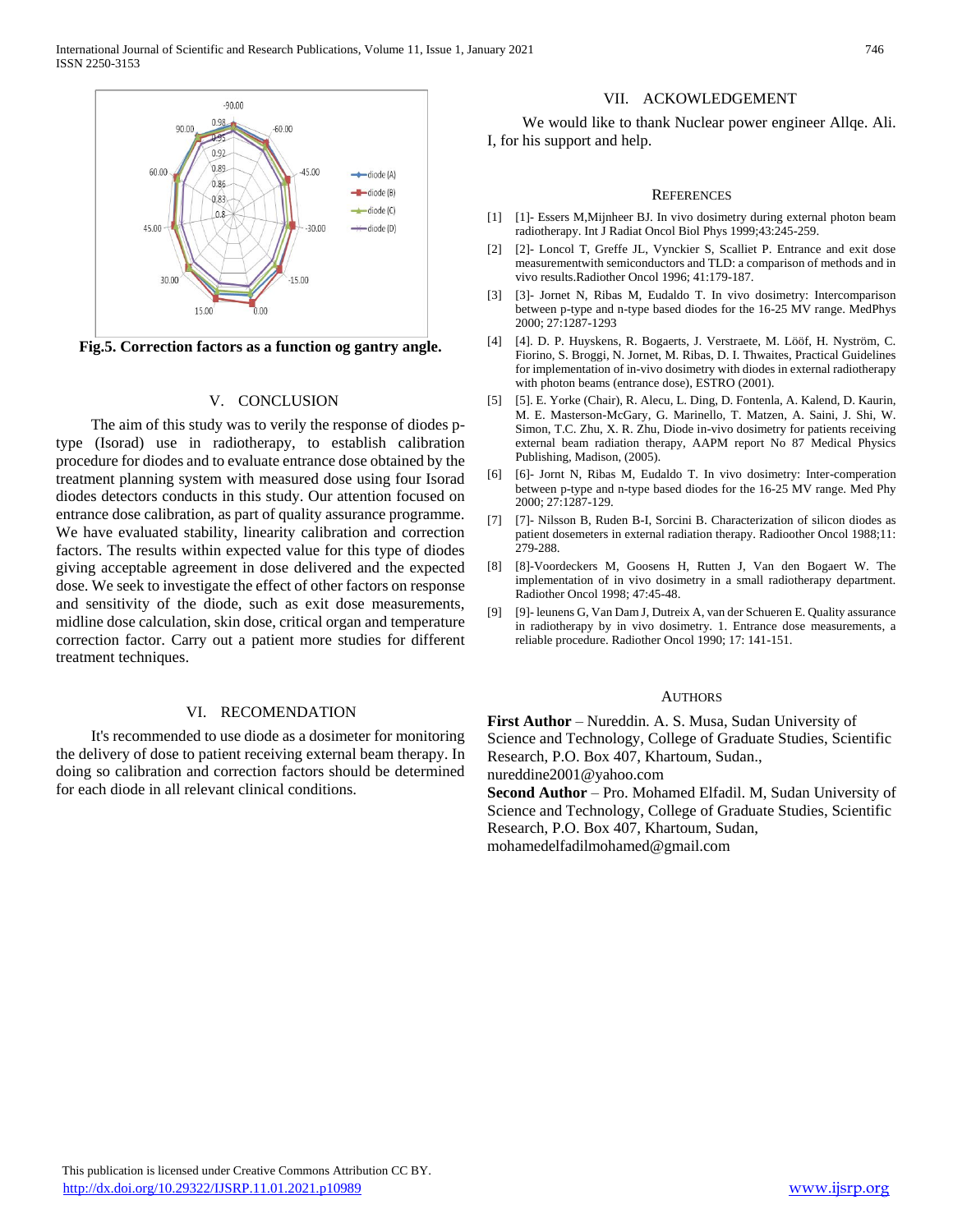-90.00
0.98
0.95
0.92
0.89
0.86
0.83
0.8
90.00
-60.00
60.00
-45.00
45.00
-30.00
30.00
-15.00
15.00
0.00
diode (A)
diode (B)
diode (C)
diode (D)

**Fig.5. Correction factors as a function og gantry angle.**

## V. CONCLUSION

The aim of this study was to verily the response of diodes p-type (Isorad) use in radiotherapy, to establish calibration procedure for diodes and to evaluate entrance dose obtained by the treatment planning system with measured dose using four Isorad diodes detectors conducts in this study. Our attention focused on entrance dose calibration, as part of quality assurance programme. We have evaluated stability, linearity calibration and correction factors. The results within expected value for this type of diodes giving acceptable agreement in dose delivered and the expected dose. We seek to investigate the effect of other factors on response and sensitivity of the diode, such as exit dose measurements, midline dose calculation, skin dose, critical organ and temperature correction factor. Carry out a patient more studies for different treatment techniques.

## VI. RECOMENDATION

It's recommended to use diode as a dosimeter for monitoring the delivery of dose to patient receiving external beam therapy. In doing so calibration and correction factors should be determined for each diode in all relevant clinical conditions.

## VII. ACKOWLEDGEMENT

We would like to thank Nuclear power engineer Allqe. Ali. I, for his support and help.

## REFERENCES

[1] [1]- Essers M,Mijnheer BJ. In vivo dosimetry during external photon beam radiotherapy. Int J Radiat Oncol Biol Phys 1999;43:245-259.

[2] [2]- Loncol T, Greffe JL, Vynckier S, Scalliet P. Entrance and exit dose measurementwith semiconductors and TLD: a comparison of methods and in vivo results.Radiother Oncol 1996; 41:179-187.

[3] [3]- Jornet N, Ribas M, Eudaldo T. In vivo dosimetry: Intercomparison between p-type and n-type based diodes for the 16-25 MV range. MedPhys 2000; 27:1287-1293

[4] [4]. D. P. Huyskens, R. Bogaerts, J. Verstraete, M. Lööf, H. Nyström, C. Fiorino, S. Broggi, N. Jornet, M. Ribas, D. I. Thwaites, Practical Guidelines for implementation of in-vivo dosimetry with diodes in external radiotherapy with photon beams (entrance dose), ESTRO (2001).

[5] [5]. E. Yorke (Chair), R. Alecu, L. Ding, D. Fontenla, A. Kalend, D. Kaurin, M. E. Masterson-McGary, G. Marinello, T. Matzen, A. Saini, J. Shi, W. Simon, T.C. Zhu, X. R. Zhu, Diode in-vivo dosimetry for patients receiving external beam radiation therapy, AAPM report No 87 Medical Physics Publishing, Madison, (2005).

[6] [6]- Jornt N, Ribas M, Eudaldo T. In vivo dosimetry: Inter-comperation between p-type and n-type based diodes for the 16-25 MV range. Med Phy 2000; 27:1287-129.

[7] [7]- Nilsson B, Ruden B-I, Sorcini B. Characterization of silicon diodes as patient dosemeters in external radiation therapy. Radioother Oncol 1988;11: 279-288.

[8] [8]-Voordeckers M, Goosens H, Rutten J, Van den Bogaert W. The implementation of in vivo dosimetry in a small radiotherapy department. Radiother Oncol 1998; 47:45-48.

[9] [9]- leunens G, Van Dam J, Dutreix A, van der Schueren E. Quality assurance in radiotherapy by in vivo dosimetry. 1. Entrance dose measurements, a reliable procedure. Radiother Oncol 1990; 17: 141-151.

## AUTHORS

**First Author** – Nureddin. A. S. Musa, Sudan University of Science and Technology, College of Graduate Studies, Scientific Research, P.O. Box 407, Khartoum, Sudan., nureddine2001@yahoo.com

**Second Author** – Pro. Mohamed Elfadil. M, Sudan University of Science and Technology, College of Graduate Studies, Scientific Research, P.O. Box 407, Khartoum, Sudan, mohamedelfadilmohamed@gmail.com